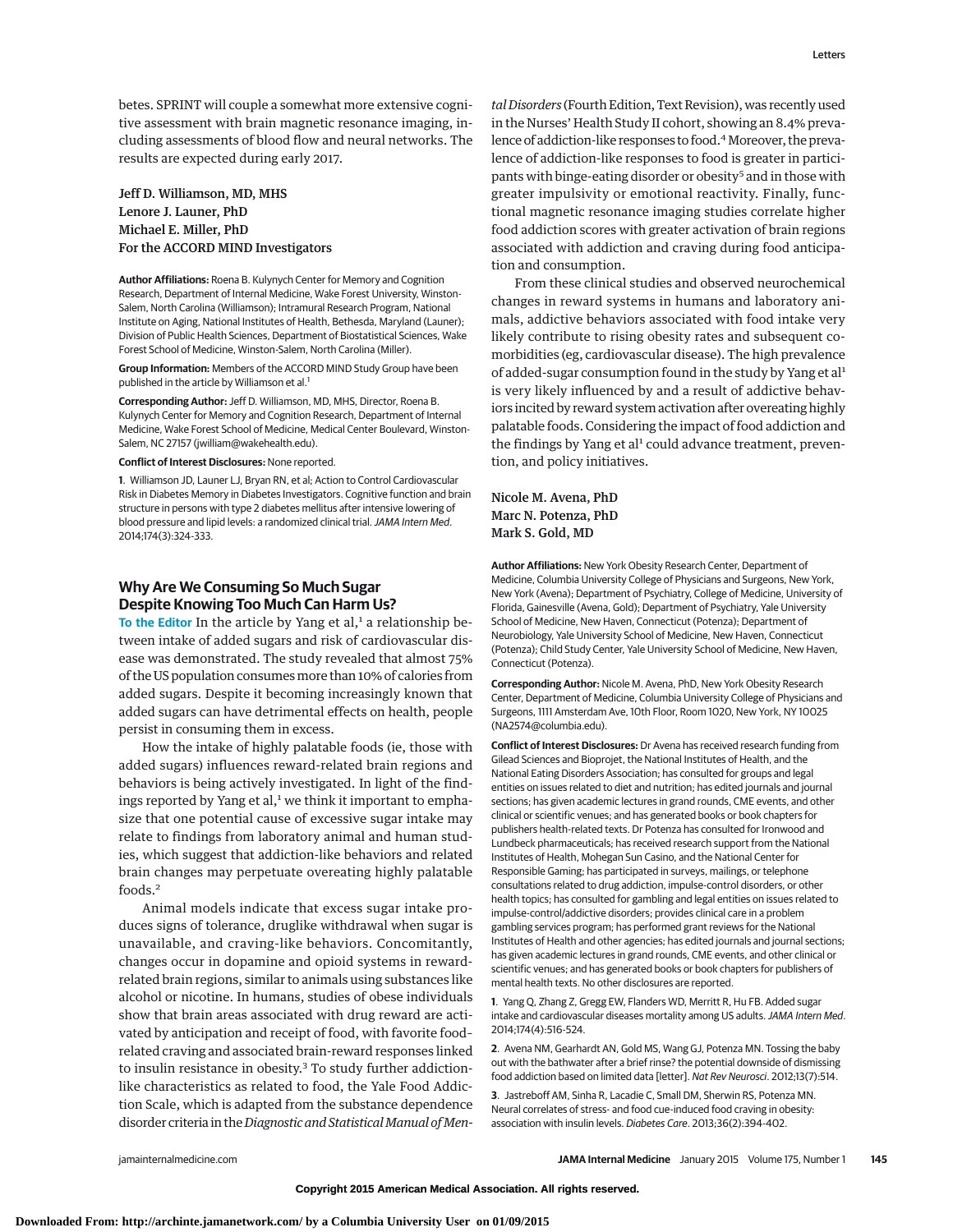betes. SPRINT will couple a somewhat more extensive cognitive assessment with brain magnetic resonance imaging, including assessments of blood flow and neural networks. The results are expected during early 2017.

Jeff D. Williamson, MD, MHS
Lenore J. Launer, PhD
Michael E. Miller, PhD
For the ACCORD MIND Investigators

**Author Affiliations:** Roena B. Kulynych Center for Memory and Cognition Research, Department of Internal Medicine, Wake Forest University, Winston-Salem, North Carolina (Williamson); Intramural Research Program, National Institute on Aging, National Institutes of Health, Bethesda, Maryland (Launer); Division of Public Health Sciences, Department of Biostatistical Sciences, Wake Forest School of Medicine, Winston-Salem, North Carolina (Miller).

**Group Information:** Members of the ACCORD MIND Study Group have been published in the article by Williamson et al.[1]

**Corresponding Author:** Jeff D. Williamson, MD, MHS, Director, Roena B. Kulynych Center for Memory and Cognition Research, Department of Internal Medicine, Wake Forest School of Medicine, Medical Center Boulevard, Winston-Salem, NC 27157 (jwilliam@wakehealth.edu).

**Conflict of Interest Disclosures:** None reported.

**1**. Williamson JD, Launer LJ, Bryan RN, et al; Action to Control Cardiovascular Risk in Diabetes Memory in Diabetes Investigators. Cognitive function and brain structure in persons with type 2 diabetes mellitus after intensive lowering of blood pressure and lipid levels: a randomized clinical trial. *JAMA Intern Med*. 2014;174(3):324-333.

## Why Are We Consuming So Much Sugar Despite Knowing Too Much Can Harm Us?

**To the Editor** In the article by Yang et al,[1] a relationship between intake of added sugars and risk of cardiovascular disease was demonstrated. The study revealed that almost 75% of the US population consumes more than 10% of calories from added sugars. Despite it becoming increasingly known that added sugars can have detrimental effects on health, people persist in consuming them in excess.

How the intake of highly palatable foods (ie, those with added sugars) influences reward-related brain regions and behaviors is being actively investigated. In light of the findings reported by Yang et al,[1] we think it important to emphasize that one potential cause of excessive sugar intake may relate to findings from laboratory animal and human studies, which suggest that addiction-like behaviors and related brain changes may perpetuate overeating highly palatable foods.[2]

Animal models indicate that excess sugar intake produces signs of tolerance, druglike withdrawal when sugar is unavailable, and craving-like behaviors. Concomitantly, changes occur in dopamine and opioid systems in reward-related brain regions, similar to animals using substances like alcohol or nicotine. In humans, studies of obese individuals show that brain areas associated with drug reward are activated by anticipation and receipt of food, with favorite food-related craving and associated brain-reward responses linked to insulin resistance in obesity.[3] To study further addiction-like characteristics as related to food, the Yale Food Addiction Scale, which is adapted from the substance dependence disorder criteria in the *Diagnostic and Statistical Manual of Mental Disorders* (Fourth Edition, Text Revision), was recently used in the Nurses' Health Study II cohort, showing an 8.4% prevalence of addiction-like responses to food.[4] Moreover, the prevalence of addiction-like responses to food is greater in participants with binge-eating disorder or obesity[5] and in those with greater impulsivity or emotional reactivity. Finally, functional magnetic resonance imaging studies correlate higher food addiction scores with greater activation of brain regions associated with addiction and craving during food anticipation and consumption.

From these clinical studies and observed neurochemical changes in reward systems in humans and laboratory animals, addictive behaviors associated with food intake very likely contribute to rising obesity rates and subsequent comorbidities (eg, cardiovascular disease). The high prevalence of added-sugar consumption found in the study by Yang et al[1] is very likely influenced by and a result of addictive behaviors incited by reward system activation after overeating highly palatable foods. Considering the impact of food addiction and the findings by Yang et al[1] could advance treatment, prevention, and policy initiatives.

Nicole M. Avena, PhD
Marc N. Potenza, PhD
Mark S. Gold, MD

**Author Affiliations:** New York Obesity Research Center, Department of Medicine, Columbia University College of Physicians and Surgeons, New York, New York (Avena); Department of Psychiatry, College of Medicine, University of Florida, Gainesville (Avena, Gold); Department of Psychiatry, Yale University School of Medicine, New Haven, Connecticut (Potenza); Department of Neurobiology, Yale University School of Medicine, New Haven, Connecticut (Potenza); Child Study Center, Yale University School of Medicine, New Haven, Connecticut (Potenza).

**Corresponding Author:** Nicole M. Avena, PhD, New York Obesity Research Center, Department of Medicine, Columbia University College of Physicians and Surgeons, 1111 Amsterdam Ave, 10th Floor, Room 1020, New York, NY 10025 (NA2574@columbia.edu).

**Conflict of Interest Disclosures:** Dr Avena has received research funding from Gilead Sciences and Bioprojet, the National Institutes of Health, and the National Eating Disorders Association; has consulted for groups and legal entities on issues related to diet and nutrition; has edited journals and journal sections; has given academic lectures in grand rounds, CME events, and other clinical or scientific venues; and has generated books or book chapters for publishers health-related texts. Dr Potenza has consulted for Ironwood and Lundbeck pharmaceuticals; has received research support from the National Institutes of Health, Mohegan Sun Casino, and the National Center for Responsible Gaming; has participated in surveys, mailings, or telephone consultations related to drug addiction, impulse-control disorders, or other health topics; has consulted for gambling and legal entities on issues related to impulse-control/addictive disorders; provides clinical care in a problem gambling services program; has performed grant reviews for the National Institutes of Health and other agencies; has edited journals and journal sections; has given academic lectures in grand rounds, CME events, and other clinical or scientific venues; and has generated books or book chapters for publishers of mental health texts. No other disclosures are reported.

**1**. Yang Q, Zhang Z, Gregg EW, Flanders WD, Merritt R, Hu FB. Added sugar intake and cardiovascular diseases mortality among US adults. *JAMA Intern Med*. 2014;174(4):516-524.

**2**. Avena NM, Gearhardt AN, Gold MS, Wang GJ, Potenza MN. Tossing the baby out with the bathwater after a brief rinse? the potential downside of dismissing food addiction based on limited data [letter]. *Nat Rev Neurosci*. 2012;13(7):514.

**3**. Jastreboff AM, Sinha R, Lacadie C, Small DM, Sherwin RS, Potenza MN. Neural correlates of stress- and food cue-induced food craving in obesity: association with insulin levels. *Diabetes Care*. 2013;36(2):394-402.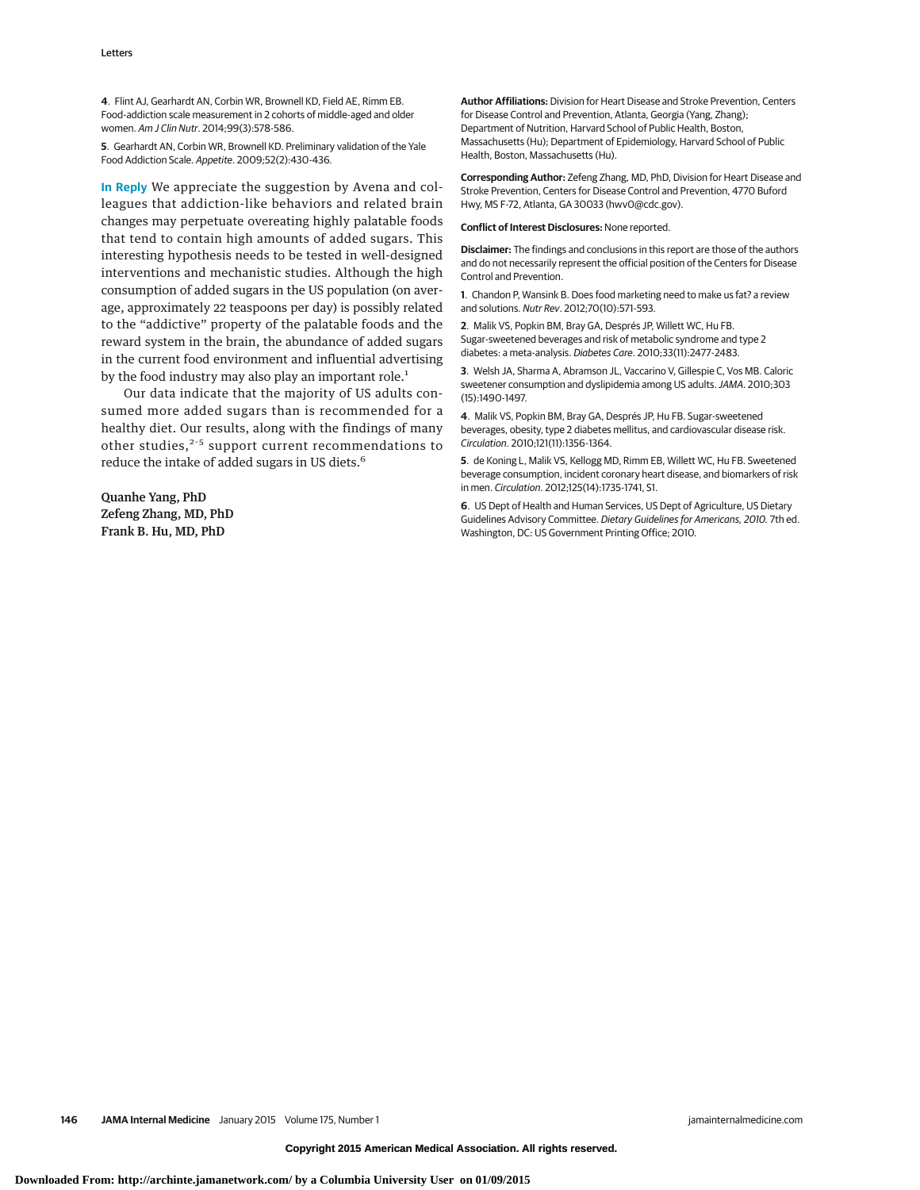4. Flint AJ, Gearhardt AN, Corbin WR, Brownell KD, Field AE, Rimm EB. Food-addiction scale measurement in 2 cohorts of middle-aged and older women. *Am J Clin Nutr*. 2014;99(3):578-586.

5. Gearhardt AN, Corbin WR, Brownell KD. Preliminary validation of the Yale Food Addiction Scale. *Appetite*. 2009;52(2):430-436.

**In Reply** We appreciate the suggestion by Avena and colleagues that addiction-like behaviors and related brain changes may perpetuate overeating highly palatable foods that tend to contain high amounts of added sugars. This interesting hypothesis needs to be tested in well-designed interventions and mechanistic studies. Although the high consumption of added sugars in the US population (on average, approximately 22 teaspoons per day) is possibly related to the "addictive" property of the palatable foods and the reward system in the brain, the abundance of added sugars in the current food environment and influential advertising by the food industry may also play an important role.[1]

Our data indicate that the majority of US adults consumed more added sugars than is recommended for a healthy diet. Our results, along with the findings of many other studies,[2-5] support current recommendations to reduce the intake of added sugars in US diets.[6]

Quanhe Yang, PhD
Zefeng Zhang, MD, PhD
Frank B. Hu, MD, PhD

**Author Affiliations:** Division for Heart Disease and Stroke Prevention, Centers for Disease Control and Prevention, Atlanta, Georgia (Yang, Zhang); Department of Nutrition, Harvard School of Public Health, Boston, Massachusetts (Hu); Department of Epidemiology, Harvard School of Public Health, Boston, Massachusetts (Hu).

**Corresponding Author:** Zefeng Zhang, MD, PhD, Division for Heart Disease and Stroke Prevention, Centers for Disease Control and Prevention, 4770 Buford Hwy, MS F-72, Atlanta, GA 30033 (hwv0@cdc.gov).

**Conflict of Interest Disclosures:** None reported.

**Disclaimer:** The findings and conclusions in this report are those of the authors and do not necessarily represent the official position of the Centers for Disease Control and Prevention.

1. Chandon P, Wansink B. Does food marketing need to make us fat? a review and solutions. *Nutr Rev*. 2012;70(10):571-593.

2. Malik VS, Popkin BM, Bray GA, Després JP, Willett WC, Hu FB. Sugar-sweetened beverages and risk of metabolic syndrome and type 2 diabetes: a meta-analysis. *Diabetes Care*. 2010;33(11):2477-2483.

3. Welsh JA, Sharma A, Abramson JL, Vaccarino V, Gillespie C, Vos MB. Caloric sweetener consumption and dyslipidemia among US adults. *JAMA*. 2010;303(15):1490-1497.

4. Malik VS, Popkin BM, Bray GA, Després JP, Hu FB. Sugar-sweetened beverages, obesity, type 2 diabetes mellitus, and cardiovascular disease risk. *Circulation*. 2010;121(11):1356-1364.

5. de Koning L, Malik VS, Kellogg MD, Rimm EB, Willett WC, Hu FB. Sweetened beverage consumption, incident coronary heart disease, and biomarkers of risk in men. *Circulation*. 2012;125(14):1735-1741, S1.

6. US Dept of Health and Human Services, US Dept of Agriculture, US Dietary Guidelines Advisory Committee. *Dietary Guidelines for Americans, 2010*. 7th ed. Washington, DC: US Government Printing Office; 2010.